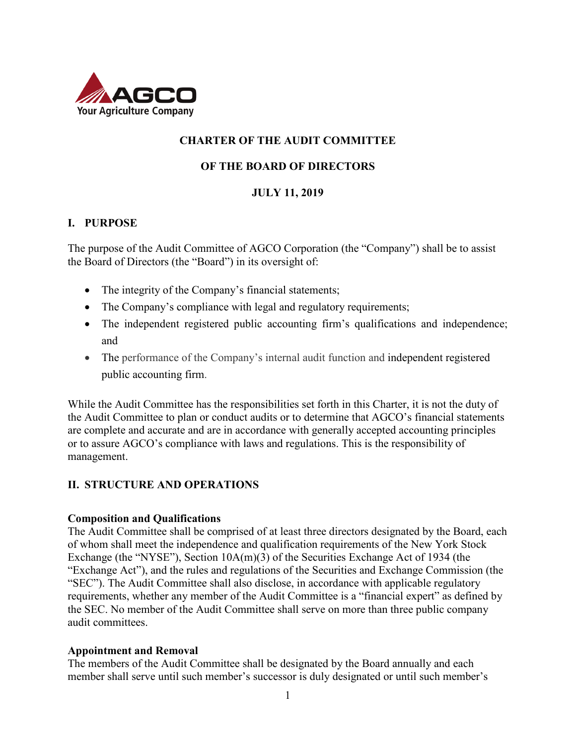AGCO
Your Agriculture Company

# CHARTER OF THE AUDIT COMMITTEE

# OF THE BOARD OF DIRECTORS

# JULY 11, 2019

## I. PURPOSE

The purpose of the Audit Committee of AGCO Corporation (the "Company") shall be to assist the Board of Directors (the "Board") in its oversight of:

- The integrity of the Company's financial statements;
- The Company's compliance with legal and regulatory requirements;
- The independent registered public accounting firm's qualifications and independence; and
- The performance of the Company's internal audit function and independent registered public accounting firm.

While the Audit Committee has the responsibilities set forth in this Charter, it is not the duty of the Audit Committee to plan or conduct audits or to determine that AGCO's financial statements are complete and accurate and are in accordance with generally accepted accounting principles or to assure AGCO's compliance with laws and regulations. This is the responsibility of management.

## II. STRUCTURE AND OPERATIONS

### Composition and Qualifications

The Audit Committee shall be comprised of at least three directors designated by the Board, each of whom shall meet the independence and qualification requirements of the New York Stock Exchange (the "NYSE"), Section 10A(m)(3) of the Securities Exchange Act of 1934 (the "Exchange Act"), and the rules and regulations of the Securities and Exchange Commission (the "SEC"). The Audit Committee shall also disclose, in accordance with applicable regulatory requirements, whether any member of the Audit Committee is a "financial expert" as defined by the SEC. No member of the Audit Committee shall serve on more than three public company audit committees.

### Appointment and Removal

The members of the Audit Committee shall be designated by the Board annually and each member shall serve until such member's successor is duly designated or until such member's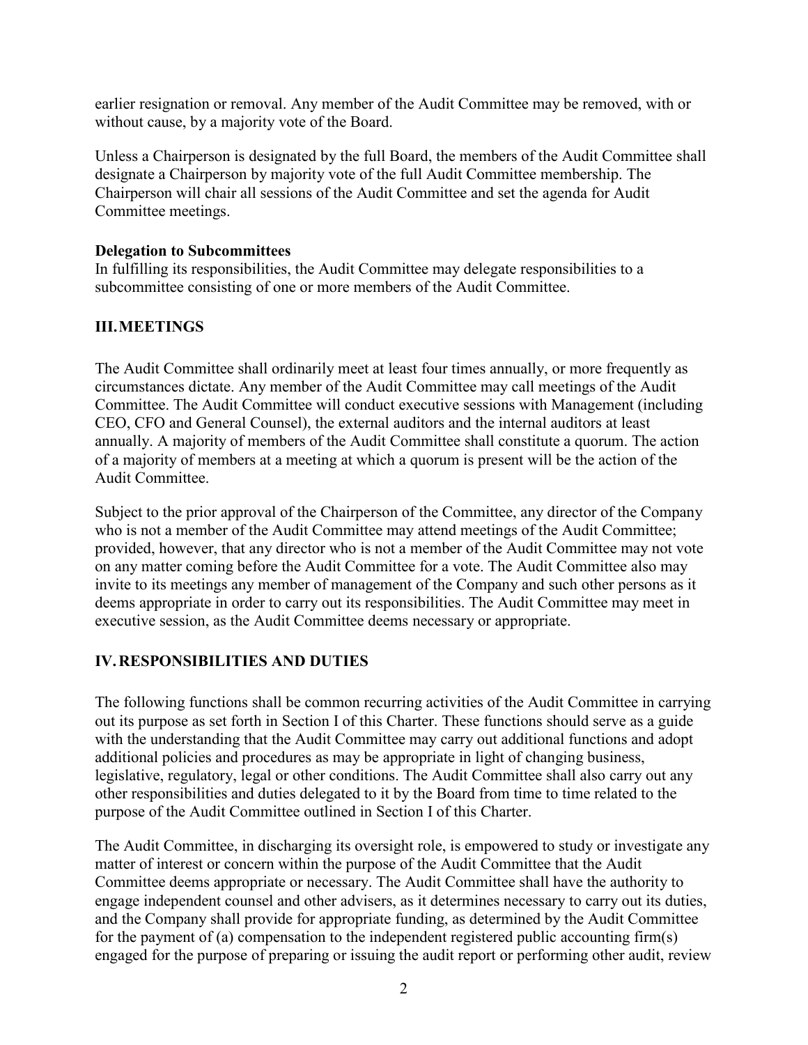earlier resignation or removal. Any member of the Audit Committee may be removed, with or without cause, by a majority vote of the Board.

Unless a Chairperson is designated by the full Board, the members of the Audit Committee shall designate a Chairperson by majority vote of the full Audit Committee membership. The Chairperson will chair all sessions of the Audit Committee and set the agenda for Audit Committee meetings.

**Delegation to Subcommittees**
In fulfilling its responsibilities, the Audit Committee may delegate responsibilities to a subcommittee consisting of one or more members of the Audit Committee.

## III. MEETINGS

The Audit Committee shall ordinarily meet at least four times annually, or more frequently as circumstances dictate. Any member of the Audit Committee may call meetings of the Audit Committee. The Audit Committee will conduct executive sessions with Management (including CEO, CFO and General Counsel), the external auditors and the internal auditors at least annually. A majority of members of the Audit Committee shall constitute a quorum. The action of a majority of members at a meeting at which a quorum is present will be the action of the Audit Committee.

Subject to the prior approval of the Chairperson of the Committee, any director of the Company who is not a member of the Audit Committee may attend meetings of the Audit Committee; provided, however, that any director who is not a member of the Audit Committee may not vote on any matter coming before the Audit Committee for a vote. The Audit Committee also may invite to its meetings any member of management of the Company and such other persons as it deems appropriate in order to carry out its responsibilities. The Audit Committee may meet in executive session, as the Audit Committee deems necessary or appropriate.

## IV. RESPONSIBILITIES AND DUTIES

The following functions shall be common recurring activities of the Audit Committee in carrying out its purpose as set forth in Section I of this Charter. These functions should serve as a guide with the understanding that the Audit Committee may carry out additional functions and adopt additional policies and procedures as may be appropriate in light of changing business, legislative, regulatory, legal or other conditions. The Audit Committee shall also carry out any other responsibilities and duties delegated to it by the Board from time to time related to the purpose of the Audit Committee outlined in Section I of this Charter.

The Audit Committee, in discharging its oversight role, is empowered to study or investigate any matter of interest or concern within the purpose of the Audit Committee that the Audit Committee deems appropriate or necessary. The Audit Committee shall have the authority to engage independent counsel and other advisers, as it determines necessary to carry out its duties, and the Company shall provide for appropriate funding, as determined by the Audit Committee for the payment of (a) compensation to the independent registered public accounting firm(s) engaged for the purpose of preparing or issuing the audit report or performing other audit, review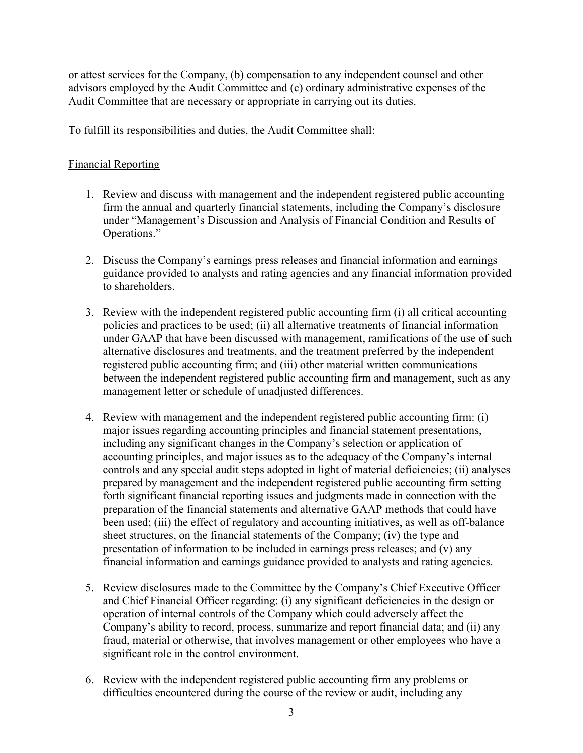or attest services for the Company, (b) compensation to any independent counsel and other advisors employed by the Audit Committee and (c) ordinary administrative expenses of the Audit Committee that are necessary or appropriate in carrying out its duties.

To fulfill its responsibilities and duties, the Audit Committee shall:

<u>Financial Reporting</u>

1. Review and discuss with management and the independent registered public accounting firm the annual and quarterly financial statements, including the Company's disclosure under "Management's Discussion and Analysis of Financial Condition and Results of Operations."

2. Discuss the Company's earnings press releases and financial information and earnings guidance provided to analysts and rating agencies and any financial information provided to shareholders.

3. Review with the independent registered public accounting firm (i) all critical accounting policies and practices to be used; (ii) all alternative treatments of financial information under GAAP that have been discussed with management, ramifications of the use of such alternative disclosures and treatments, and the treatment preferred by the independent registered public accounting firm; and (iii) other material written communications between the independent registered public accounting firm and management, such as any management letter or schedule of unadjusted differences.

4. Review with management and the independent registered public accounting firm: (i) major issues regarding accounting principles and financial statement presentations, including any significant changes in the Company's selection or application of accounting principles, and major issues as to the adequacy of the Company's internal controls and any special audit steps adopted in light of material deficiencies; (ii) analyses prepared by management and the independent registered public accounting firm setting forth significant financial reporting issues and judgments made in connection with the preparation of the financial statements and alternative GAAP methods that could have been used; (iii) the effect of regulatory and accounting initiatives, as well as off-balance sheet structures, on the financial statements of the Company; (iv) the type and presentation of information to be included in earnings press releases; and (v) any financial information and earnings guidance provided to analysts and rating agencies.

5. Review disclosures made to the Committee by the Company's Chief Executive Officer and Chief Financial Officer regarding: (i) any significant deficiencies in the design or operation of internal controls of the Company which could adversely affect the Company's ability to record, process, summarize and report financial data; and (ii) any fraud, material or otherwise, that involves management or other employees who have a significant role in the control environment.

6. Review with the independent registered public accounting firm any problems or difficulties encountered during the course of the review or audit, including any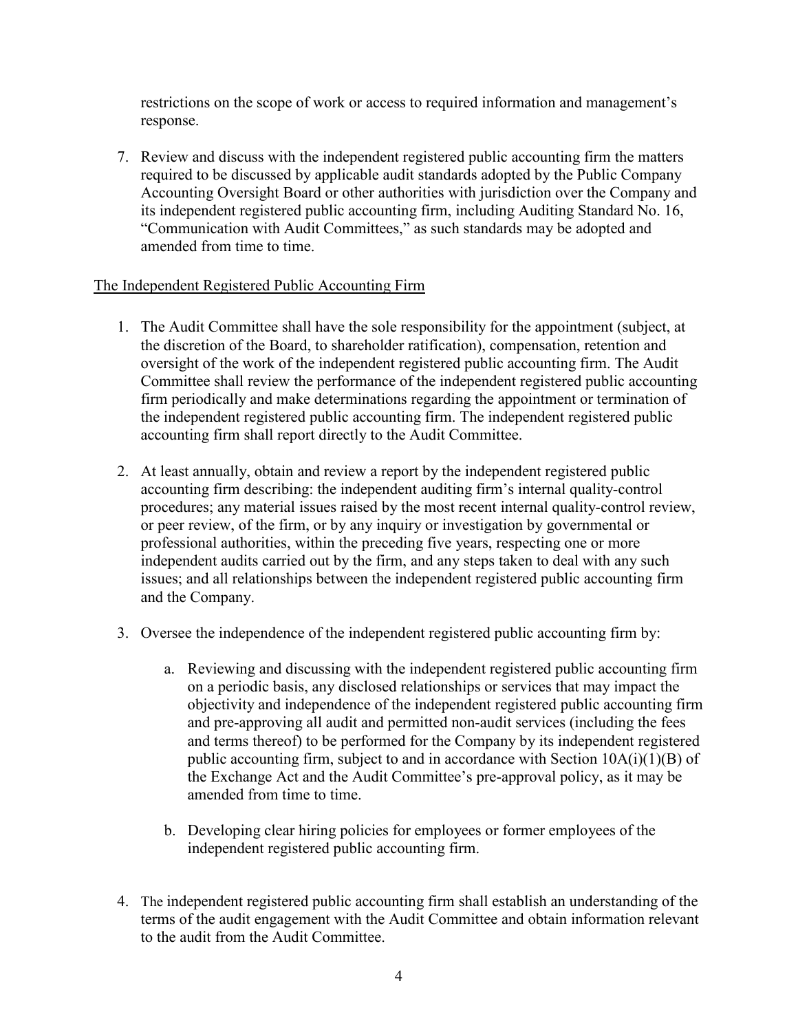restrictions on the scope of work or access to required information and management's response.

7. Review and discuss with the independent registered public accounting firm the matters required to be discussed by applicable audit standards adopted by the Public Company Accounting Oversight Board or other authorities with jurisdiction over the Company and its independent registered public accounting firm, including Auditing Standard No. 16, "Communication with Audit Committees," as such standards may be adopted and amended from time to time.

The Independent Registered Public Accounting Firm

1. The Audit Committee shall have the sole responsibility for the appointment (subject, at the discretion of the Board, to shareholder ratification), compensation, retention and oversight of the work of the independent registered public accounting firm. The Audit Committee shall review the performance of the independent registered public accounting firm periodically and make determinations regarding the appointment or termination of the independent registered public accounting firm. The independent registered public accounting firm shall report directly to the Audit Committee.

2. At least annually, obtain and review a report by the independent registered public accounting firm describing: the independent auditing firm's internal quality-control procedures; any material issues raised by the most recent internal quality-control review, or peer review, of the firm, or by any inquiry or investigation by governmental or professional authorities, within the preceding five years, respecting one or more independent audits carried out by the firm, and any steps taken to deal with any such issues; and all relationships between the independent registered public accounting firm and the Company.

3. Oversee the independence of the independent registered public accounting firm by:

    a. Reviewing and discussing with the independent registered public accounting firm on a periodic basis, any disclosed relationships or services that may impact the objectivity and independence of the independent registered public accounting firm and pre-approving all audit and permitted non-audit services (including the fees and terms thereof) to be performed for the Company by its independent registered public accounting firm, subject to and in accordance with Section 10A(i)(1)(B) of the Exchange Act and the Audit Committee's pre-approval policy, as it may be amended from time to time.

    b. Developing clear hiring policies for employees or former employees of the independent registered public accounting firm.

4. The independent registered public accounting firm shall establish an understanding of the terms of the audit engagement with the Audit Committee and obtain information relevant to the audit from the Audit Committee.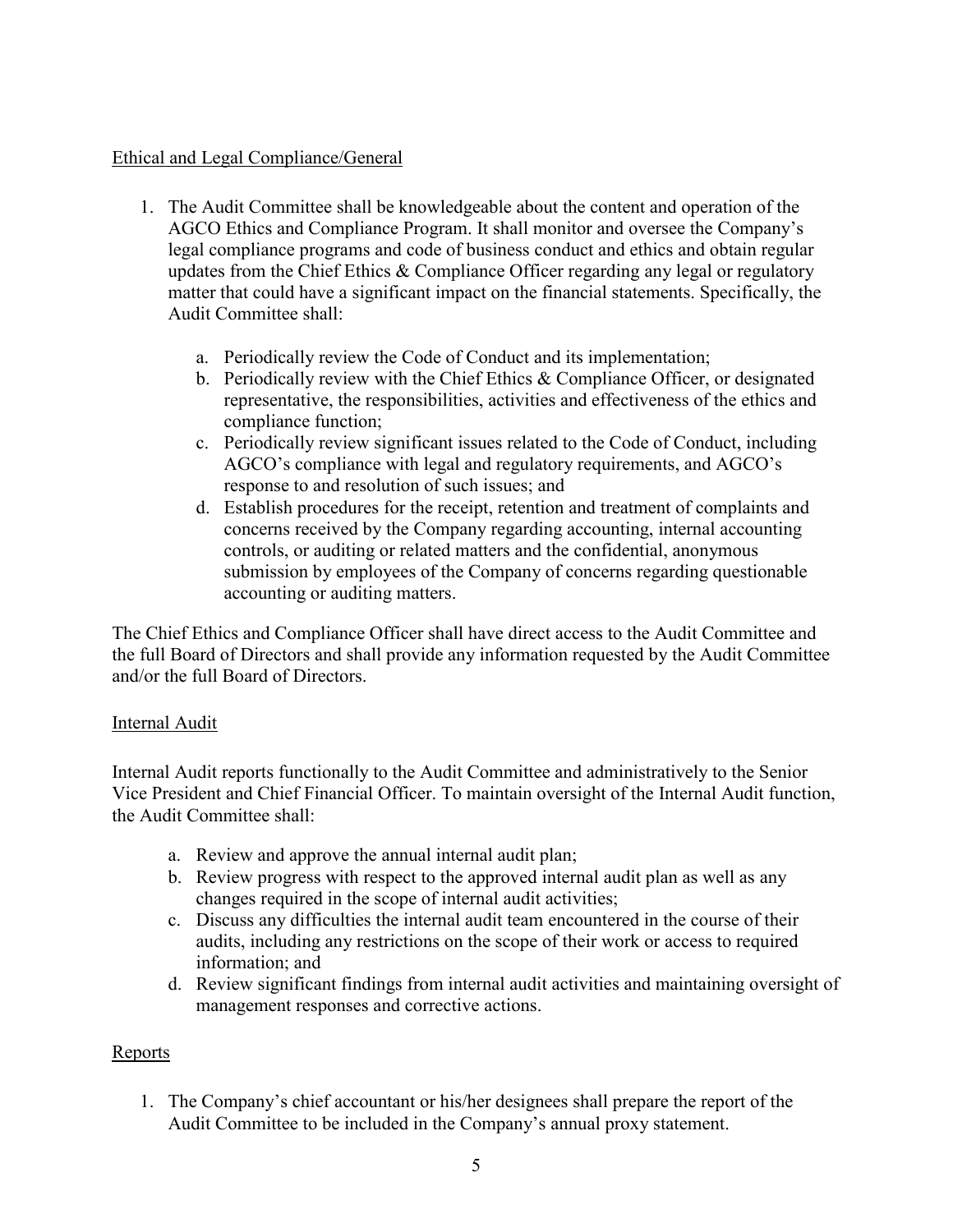## Ethical and Legal Compliance/General

1. The Audit Committee shall be knowledgeable about the content and operation of the AGCO Ethics and Compliance Program. It shall monitor and oversee the Company's legal compliance programs and code of business conduct and ethics and obtain regular updates from the Chief Ethics & Compliance Officer regarding any legal or regulatory matter that could have a significant impact on the financial statements. Specifically, the Audit Committee shall:

    a. Periodically review the Code of Conduct and its implementation;
    b. Periodically review with the Chief Ethics & Compliance Officer, or designated representative, the responsibilities, activities and effectiveness of the ethics and compliance function;
    c. Periodically review significant issues related to the Code of Conduct, including AGCO's compliance with legal and regulatory requirements, and AGCO's response to and resolution of such issues; and
    d. Establish procedures for the receipt, retention and treatment of complaints and concerns received by the Company regarding accounting, internal accounting controls, or auditing or related matters and the confidential, anonymous submission by employees of the Company of concerns regarding questionable accounting or auditing matters.

The Chief Ethics and Compliance Officer shall have direct access to the Audit Committee and the full Board of Directors and shall provide any information requested by the Audit Committee and/or the full Board of Directors.

## Internal Audit

Internal Audit reports functionally to the Audit Committee and administratively to the Senior Vice President and Chief Financial Officer. To maintain oversight of the Internal Audit function, the Audit Committee shall:

a. Review and approve the annual internal audit plan;
b. Review progress with respect to the approved internal audit plan as well as any changes required in the scope of internal audit activities;
c. Discuss any difficulties the internal audit team encountered in the course of their audits, including any restrictions on the scope of their work or access to required information; and
d. Review significant findings from internal audit activities and maintaining oversight of management responses and corrective actions.

## Reports

1. The Company's chief accountant or his/her designees shall prepare the report of the Audit Committee to be included in the Company's annual proxy statement.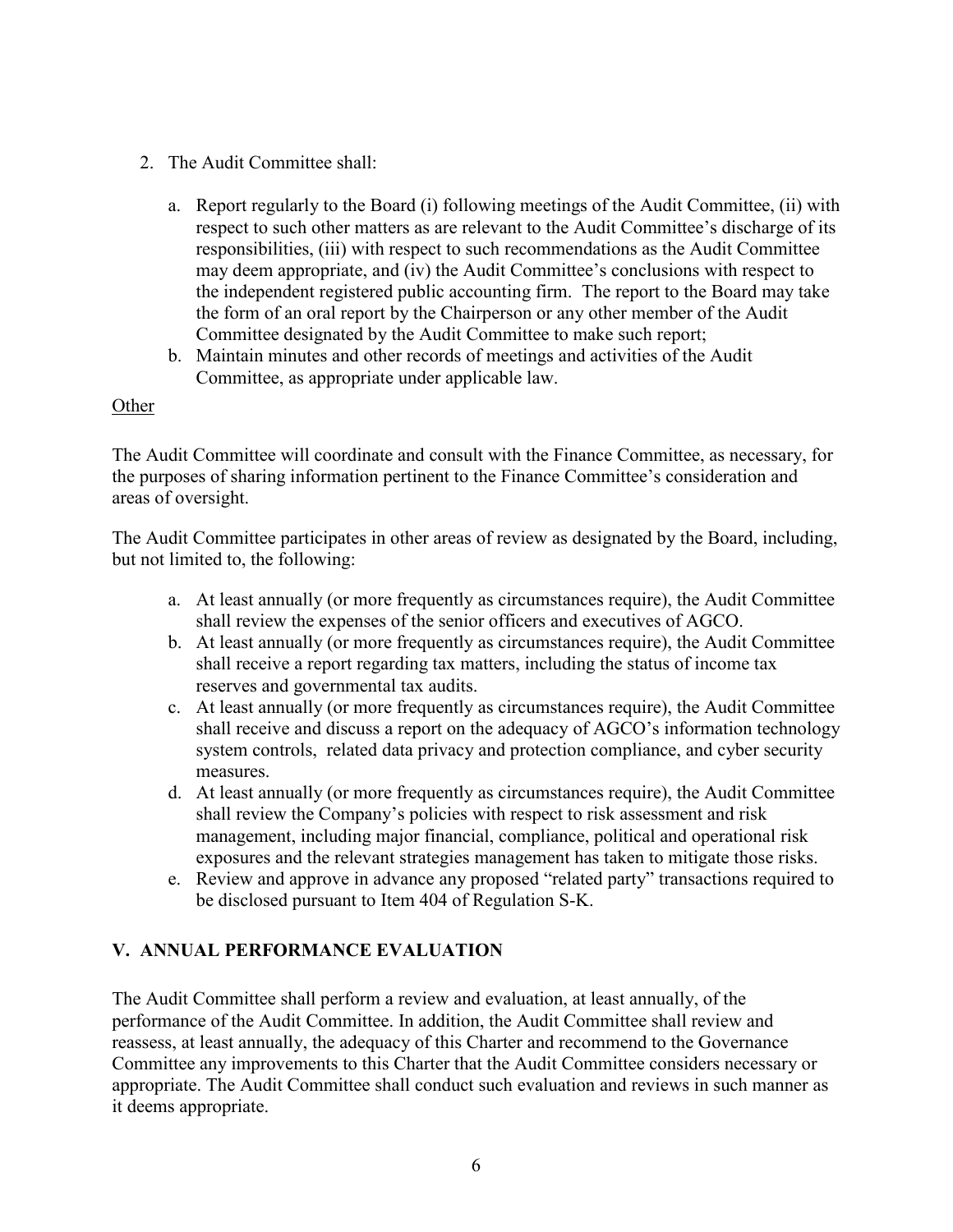2. The Audit Committee shall:

   a. Report regularly to the Board (i) following meetings of the Audit Committee, (ii) with respect to such other matters as are relevant to the Audit Committee's discharge of its responsibilities, (iii) with respect to such recommendations as the Audit Committee may deem appropriate, and (iv) the Audit Committee's conclusions with respect to the independent registered public accounting firm. The report to the Board may take the form of an oral report by the Chairperson or any other member of the Audit Committee designated by the Audit Committee to make such report;
   b. Maintain minutes and other records of meetings and activities of the Audit Committee, as appropriate under applicable law.

<u>Other</u>

The Audit Committee will coordinate and consult with the Finance Committee, as necessary, for the purposes of sharing information pertinent to the Finance Committee's consideration and areas of oversight.

The Audit Committee participates in other areas of review as designated by the Board, including, but not limited to, the following:

a. At least annually (or more frequently as circumstances require), the Audit Committee shall review the expenses of the senior officers and executives of AGCO.
b. At least annually (or more frequently as circumstances require), the Audit Committee shall receive a report regarding tax matters, including the status of income tax reserves and governmental tax audits.
c. At least annually (or more frequently as circumstances require), the Audit Committee shall receive and discuss a report on the adequacy of AGCO's information technology system controls, related data privacy and protection compliance, and cyber security measures.
d. At least annually (or more frequently as circumstances require), the Audit Committee shall review the Company's policies with respect to risk assessment and risk management, including major financial, compliance, political and operational risk exposures and the relevant strategies management has taken to mitigate those risks.
e. Review and approve in advance any proposed "related party" transactions required to be disclosed pursuant to Item 404 of Regulation S-K.

## V. ANNUAL PERFORMANCE EVALUATION

The Audit Committee shall perform a review and evaluation, at least annually, of the performance of the Audit Committee. In addition, the Audit Committee shall review and reassess, at least annually, the adequacy of this Charter and recommend to the Governance Committee any improvements to this Charter that the Audit Committee considers necessary or appropriate. The Audit Committee shall conduct such evaluation and reviews in such manner as it deems appropriate.